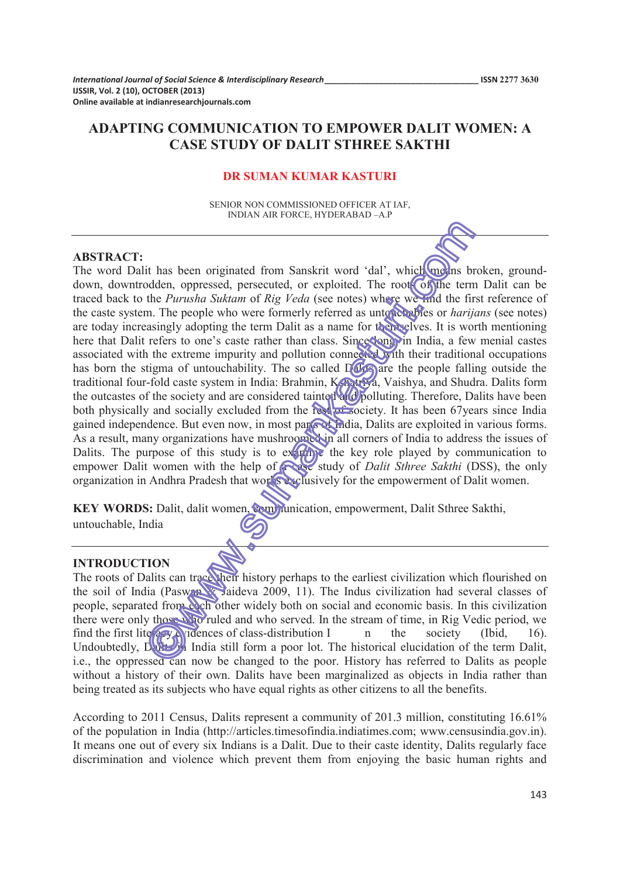# ADAPTING COMMUNICATION TO EMPOWER DALIT WOMEN: A CASE STUDY OF DALIT STHREE SAKTHI

**DR SUMAN KUMAR KASTURI**

SENIOR NON COMMISSIONED OFFICER AT IAF,
INDIAN AIR FORCE, HYDERABAD –A.P

---

## ABSTRACT:

The word Dalit has been originated from Sanskrit word 'dal', which means broken, ground-down, downtrodden, oppressed, persecuted, or exploited. The roots of the term Dalit can be traced back to the *Purusha Suktam* of *Rig Veda* (see notes) where we find the first reference of the caste system. The people who were formerly referred as untouchables or *harijans* (see notes) are today increasingly adopting the term Dalit as a name for themselves. It is worth mentioning here that Dalit refers to one's caste rather than class. Since long in India, a few menial castes associated with the extreme impurity and pollution connected with their traditional occupations has born the stigma of untouchability. The so called Dalits are the people falling outside the traditional four-fold caste system in India: Brahmin, Kshatriya, Vaishya, and Shudra. Dalits form the outcastes of the society and are considered tainted and polluting. Therefore, Dalits have been both physically and socially excluded from the rest of society. It has been 67years since India gained independence. But even now, in most parts of India, Dalits are exploited in various forms. As a result, many organizations have mushroomed in all corners of India to address the issues of Dalits. The purpose of this study is to examine the key role played by communication to empower Dalit women with the help of a case study of *Dalit Sthree Sakthi* (DSS), the only organization in Andhra Pradesh that works exclusively for the empowerment of Dalit women.

**KEY WORDS:** Dalit, dalit women, communication, empowerment, Dalit Sthree Sakthi, untouchable, India

---

## INTRODUCTION

The roots of Dalits can trace their history perhaps to the earliest civilization which flourished on the soil of India (Paswan & Jaideva 2009, 11). The Indus civilization had several classes of people, separated from each other widely both on social and economic basis. In this civilization there were only those who ruled and who served. In the stream of time, in Rig Vedic period, we find the first literary evidences of class-distribution In the society (Ibid, 16). Undoubtedly, Dalits in India still form a poor lot. The historical elucidation of the term Dalit, i.e., the oppressed can now be changed to the poor. History has referred to Dalits as people without a history of their own. Dalits have been marginalized as objects in India rather than being treated as its subjects who have equal rights as other citizens to all the benefits.

According to 2011 Census, Dalits represent a community of 201.3 million, constituting 16.61% of the population in India (http://articles.timesofindia.indiatimes.com; www.censusindia.gov.in). It means one out of every six Indians is a Dalit. Due to their caste identity, Dalits regularly face discrimination and violence which prevent them from enjoying the basic human rights and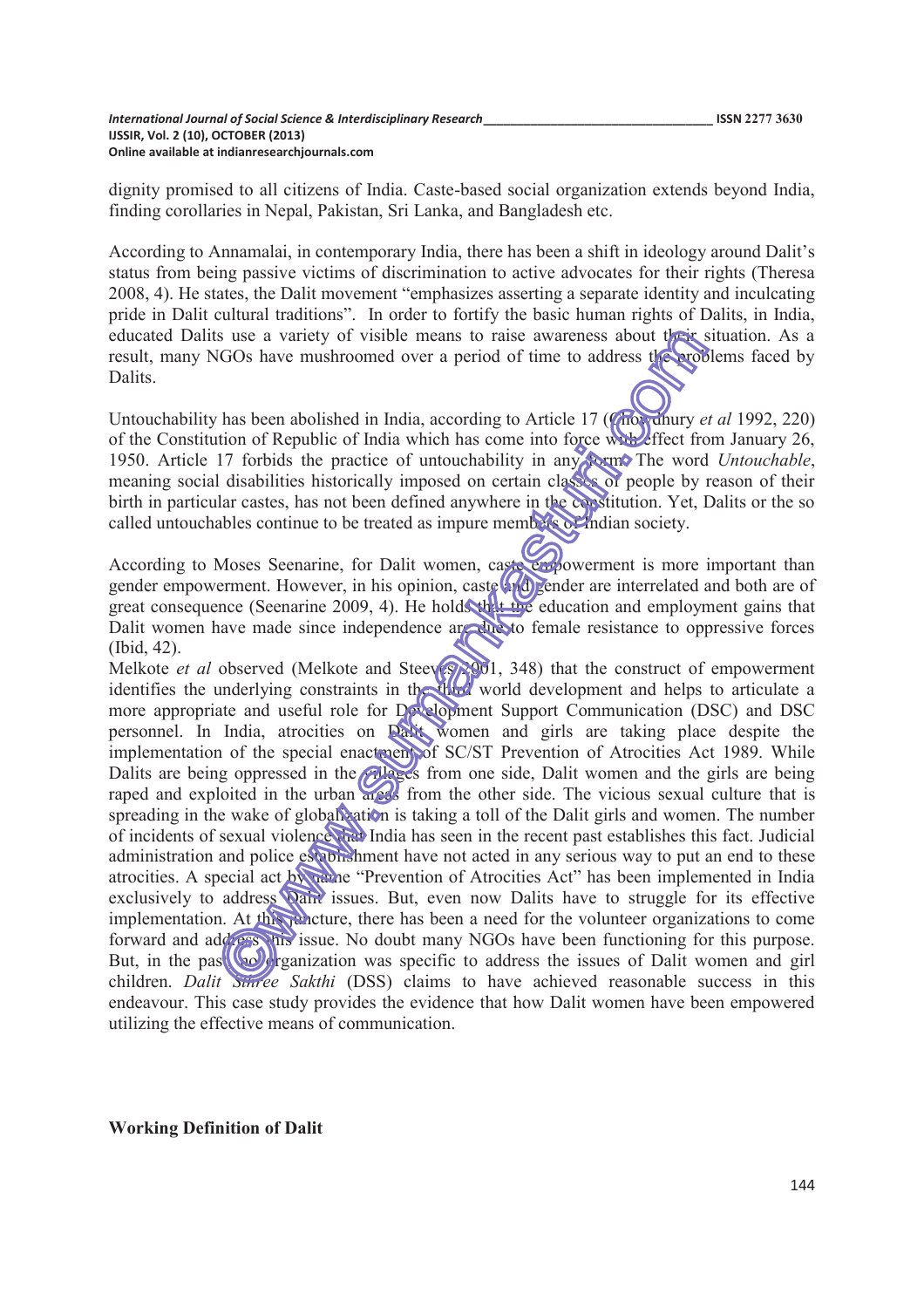dignity promised to all citizens of India. Caste-based social organization extends beyond India, finding corollaries in Nepal, Pakistan, Sri Lanka, and Bangladesh etc.

According to Annamalai, in contemporary India, there has been a shift in ideology around Dalit's status from being passive victims of discrimination to active advocates for their rights (Theresa 2008, 4). He states, the Dalit movement "emphasizes asserting a separate identity and inculcating pride in Dalit cultural traditions". In order to fortify the basic human rights of Dalits, in India, educated Dalits use a variety of visible means to raise awareness about their situation. As a result, many NGOs have mushroomed over a period of time to address the problems faced by Dalits.

Untouchability has been abolished in India, according to Article 17 (Chowdhury *et al* 1992, 220) of the Constitution of Republic of India which has come into force with effect from January 26, 1950. Article 17 forbids the practice of untouchability in any form. The word *Untouchable*, meaning social disabilities historically imposed on certain classes of people by reason of their birth in particular castes, has not been defined anywhere in the constitution. Yet, Dalits or the so called untouchables continue to be treated as impure members of Indian society.

According to Moses Seenarine, for Dalit women, caste empowerment is more important than gender empowerment. However, in his opinion, caste and gender are interrelated and both are of great consequence (Seenarine 2009, 4). He holds that the education and employment gains that Dalit women have made since independence are due to female resistance to oppressive forces (Ibid, 42).
Melkote *et al* observed (Melkote and Steeves 2001, 348) that the construct of empowerment identifies the underlying constraints in the third world development and helps to articulate a more appropriate and useful role for Development Support Communication (DSC) and DSC personnel. In India, atrocities on Dalit women and girls are taking place despite the implementation of the special enactment of SC/ST Prevention of Atrocities Act 1989. While Dalits are being oppressed in the villages from one side, Dalit women and the girls are being raped and exploited in the urban areas from the other side. The vicious sexual culture that is spreading in the wake of globalization is taking a toll of the Dalit girls and women. The number of incidents of sexual violence that India has seen in the recent past establishes this fact. Judicial administration and police establishment have not acted in any serious way to put an end to these atrocities. A special act by name "Prevention of Atrocities Act" has been implemented in India exclusively to address Dalit issues. But, even now Dalits have to struggle for its effective implementation. At this juncture, there has been a need for the volunteer organizations to come forward and address this issue. No doubt many NGOs have been functioning for this purpose. But, in the past no organization was specific to address the issues of Dalit women and girl children. *Dalit Shree Sakthi* (DSS) claims to have achieved reasonable success in this endeavour. This case study provides the evidence that how Dalit women have been empowered utilizing the effective means of communication.

**Working Definition of Dalit**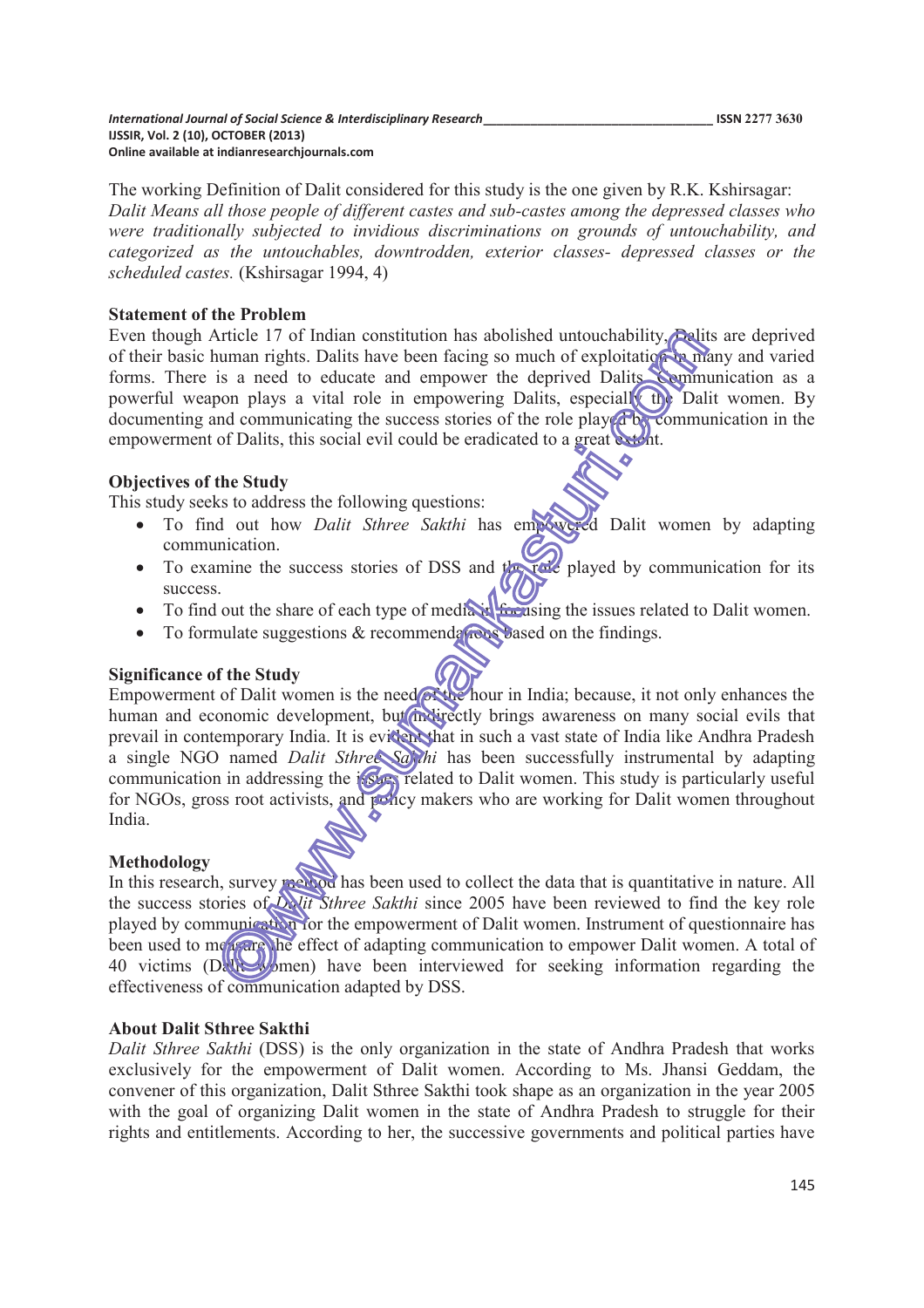The working Definition of Dalit considered for this study is the one given by R.K. Kshirsagar: *Dalit Means all those people of different castes and sub-castes among the depressed classes who were traditionally subjected to invidious discriminations on grounds of untouchability, and categorized as the untouchables, downtrodden, exterior classes- depressed classes or the scheduled castes.* (Kshirsagar 1994, 4)

### Statement of the Problem

Even though Article 17 of Indian constitution has abolished untouchability, Dalits are deprived of their basic human rights. Dalits have been facing so much of exploitation in many and varied forms. There is a need to educate and empower the deprived Dalits. Communication as a powerful weapon plays a vital role in empowering Dalits, especially the Dalit women. By documenting and communicating the success stories of the role played by communication in the empowerment of Dalits, this social evil could be eradicated to a great extent.

### Objectives of the Study

This study seeks to address the following questions:

- To find out how *Dalit Sthree Sakthi* has empowered Dalit women by adapting communication.
- To examine the success stories of DSS and the role played by communication for its success.
- To find out the share of each type of media in focusing the issues related to Dalit women.
- To formulate suggestions & recommendations based on the findings.

### Significance of the Study

Empowerment of Dalit women is the need of the hour in India; because, it not only enhances the human and economic development, but indirectly brings awareness on many social evils that prevail in contemporary India. It is evident that in such a vast state of India like Andhra Pradesh a single NGO named *Dalit Sthree Sakthi* has been successfully instrumental by adapting communication in addressing the issues related to Dalit women. This study is particularly useful for NGOs, gross root activists, and policy makers who are working for Dalit women throughout India.

### Methodology

In this research, survey method has been used to collect the data that is quantitative in nature. All the success stories of *Dalit Sthree Sakthi* since 2005 have been reviewed to find the key role played by communication for the empowerment of Dalit women. Instrument of questionnaire has been used to measure the effect of adapting communication to empower Dalit women. A total of 40 victims (Dalit women) have been interviewed for seeking information regarding the effectiveness of communication adapted by DSS.

### About Dalit Sthree Sakthi

*Dalit Sthree Sakthi* (DSS) is the only organization in the state of Andhra Pradesh that works exclusively for the empowerment of Dalit women. According to Ms. Jhansi Geddam, the convener of this organization, Dalit Sthree Sakthi took shape as an organization in the year 2005 with the goal of organizing Dalit women in the state of Andhra Pradesh to struggle for their rights and entitlements. According to her, the successive governments and political parties have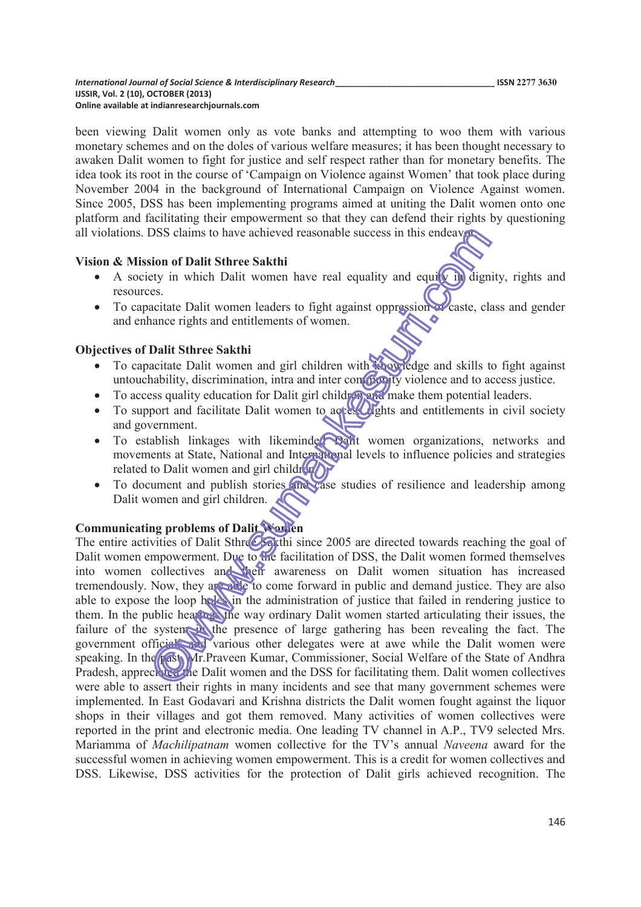been viewing Dalit women only as vote banks and attempting to woo them with various monetary schemes and on the doles of various welfare measures; it has been thought necessary to awaken Dalit women to fight for justice and self respect rather than for monetary benefits. The idea took its root in the course of 'Campaign on Violence against Women' that took place during November 2004 in the background of International Campaign on Violence Against women. Since 2005, DSS has been implementing programs aimed at uniting the Dalit women onto one platform and facilitating their empowerment so that they can defend their rights by questioning all violations. DSS claims to have achieved reasonable success in this endeavor.

**Vision & Mission of Dalit Sthree Sakthi**

- A society in which Dalit women have real equality and equity in dignity, rights and resources.
- To capacitate Dalit women leaders to fight against oppression of caste, class and gender and enhance rights and entitlements of women.

**Objectives of Dalit Sthree Sakthi**

- To capacitate Dalit women and girl children with knowledge and skills to fight against untouchability, discrimination, intra and inter community violence and to access justice.
- To access quality education for Dalit girl children and make them potential leaders.
- To support and facilitate Dalit women to access rights and entitlements in civil society and government.
- To establish linkages with likeminded Dalit women organizations, networks and movements at State, National and International levels to influence policies and strategies related to Dalit women and girl children.
- To document and publish stories and case studies of resilience and leadership among Dalit women and girl children.

**Communicating problems of Dalit Women**

The entire activities of Dalit Sthree Sakthi since 2005 are directed towards reaching the goal of Dalit women empowerment. Due to the facilitation of DSS, the Dalit women formed themselves into women collectives and their awareness on Dalit women situation has increased tremendously. Now, they are able to come forward in public and demand justice. They are also able to expose the loop holes in the administration of justice that failed in rendering justice to them. In the public hearings, the way ordinary Dalit women started articulating their issues, the failure of the system in the presence of large gathering has been revealing the fact. The government officials and various other delegates were at awe while the Dalit women were speaking. In the past, Mr.Praveen Kumar, Commissioner, Social Welfare of the State of Andhra Pradesh, appreciated the Dalit women and the DSS for facilitating them. Dalit women collectives were able to assert their rights in many incidents and see that many government schemes were implemented. In East Godavari and Krishna districts the Dalit women fought against the liquor shops in their villages and got them removed. Many activities of women collectives were reported in the print and electronic media. One leading TV channel in A.P., TV9 selected Mrs. Mariamma of *Machilipatnam* women collective for the TV's annual *Naveena* award for the successful women in achieving women empowerment. This is a credit for women collectives and DSS. Likewise, DSS activities for the protection of Dalit girls achieved recognition. The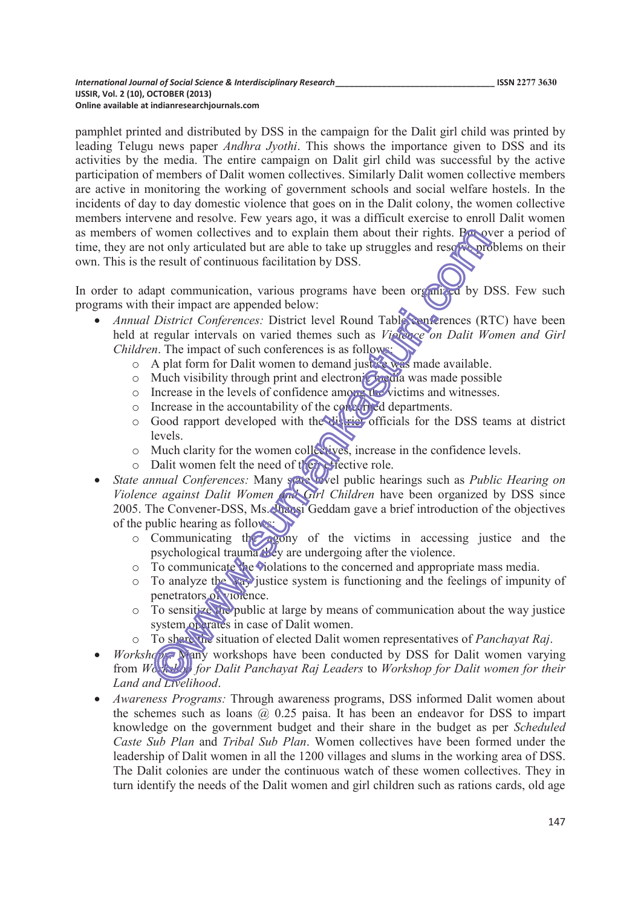pamphlet printed and distributed by DSS in the campaign for the Dalit girl child was printed by leading Telugu news paper *Andhra Jyothi*. This shows the importance given to DSS and its activities by the media. The entire campaign on Dalit girl child was successful by the active participation of members of Dalit women collectives. Similarly Dalit women collective members are active in monitoring the working of government schools and social welfare hostels. In the incidents of day to day domestic violence that goes on in the Dalit colony, the women collective members intervene and resolve. Few years ago, it was a difficult exercise to enroll Dalit women as members of women collectives and to explain them about their rights. But over a period of time, they are not only articulated but are able to take up struggles and resolve problems on their own. This is the result of continuous facilitation by DSS.

In order to adapt communication, various programs have been organized by DSS. Few such programs with their impact are appended below:

- *Annual District Conferences:* District level Round Table conferences (RTC) have been held at regular intervals on varied themes such as *Violence on Dalit Women and Girl Children*. The impact of such conferences is as follows:
  - A plat form for Dalit women to demand justice was made available.
  - Much visibility through print and electronic media was made possible
  - Increase in the levels of confidence among the victims and witnesses.
  - Increase in the accountability of the concerned departments.
  - Good rapport developed with the district officials for the DSS teams at district levels.
  - Much clarity for the women collectives, increase in the confidence levels.
  - Dalit women felt the need of their effective role.
- *State annual Conferences:* Many state level public hearings such as *Public Hearing on Violence against Dalit Women and Girl Children* have been organized by DSS since 2005. The Convener-DSS, Ms. Jhansi Geddam gave a brief introduction of the objectives of the public hearing as follows:
  - Communicating the agony of the victims in accessing justice and the psychological trauma they are undergoing after the violence.
  - To communicate the violations to the concerned and appropriate mass media.
  - To analyze the way justice system is functioning and the feelings of impunity of penetrators of violence.
  - To sensitize the public at large by means of communication about the way justice system operates in case of Dalit women.
  - To share the situation of elected Dalit women representatives of *Panchayat Raj*.
- *Workshops:* Many workshops have been conducted by DSS for Dalit women varying from *Workshop for Dalit Panchayat Raj Leaders* to *Workshop for Dalit women for their Land and Livelihood*.
- *Awareness Programs:* Through awareness programs, DSS informed Dalit women about the schemes such as loans @ 0.25 paisa. It has been an endeavor for DSS to impart knowledge on the government budget and their share in the budget as per *Scheduled Caste Sub Plan* and *Tribal Sub Plan*. Women collectives have been formed under the leadership of Dalit women in all the 1200 villages and slums in the working area of DSS. The Dalit colonies are under the continuous watch of these women collectives. They in turn identify the needs of the Dalit women and girl children such as rations cards, old age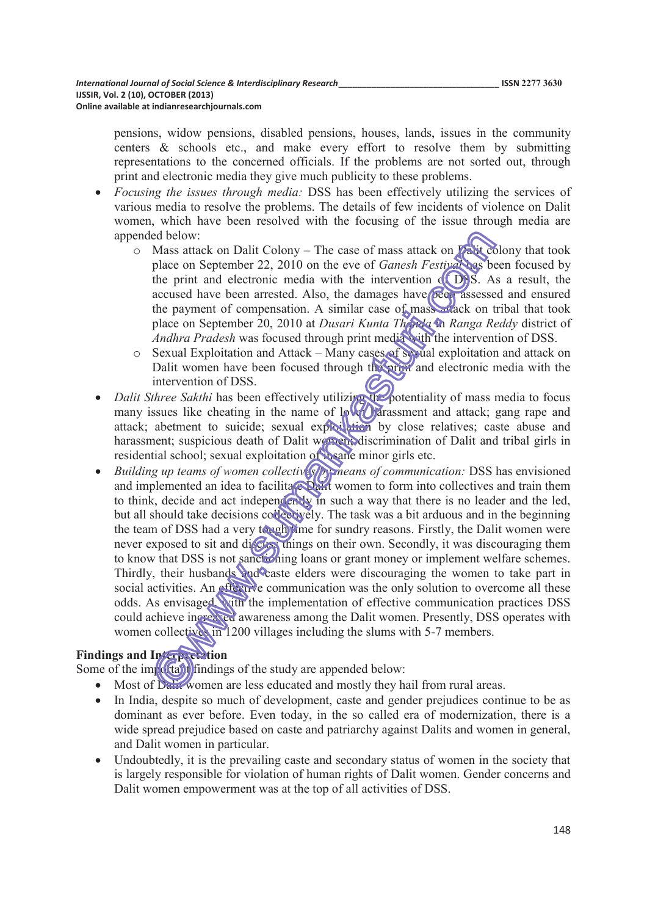pensions, widow pensions, disabled pensions, houses, lands, issues in the community centers & schools etc., and make every effort to resolve them by submitting representations to the concerned officials. If the problems are not sorted out, through print and electronic media they give much publicity to these problems.

- *Focusing the issues through media:* DSS has been effectively utilizing the services of various media to resolve the problems. The details of few incidents of violence on Dalit women, which have been resolved with the focusing of the issue through media are appended below:
    - Mass attack on Dalit Colony – The case of mass attack on Dalit colony that took place on September 22, 2010 on the eve of *Ganesh Festival* has been focused by the print and electronic media with the intervention of DSS. As a result, the accused have been arrested. Also, the damages have been assessed and ensured the payment of compensation. A similar case of mass attack on tribal that took place on September 20, 2010 at *Dusari Kunta Thanda* in *Ranga Reddy* district of *Andhra Pradesh* was focused through print media with the intervention of DSS.
    - Sexual Exploitation and Attack – Many cases of sexual exploitation and attack on Dalit women have been focused through the print and electronic media with the intervention of DSS.
- *Dalit Sthree Sakthi* has been effectively utilizing the potentiality of mass media to focus many issues like cheating in the name of love; harassment and attack; gang rape and attack; abetment to suicide; sexual exploitation by close relatives; caste abuse and harassment; suspicious death of Dalit women; discrimination of Dalit and tribal girls in residential school; sexual exploitation of insane minor girls etc.
- *Building up teams of women collectives by means of communication:* DSS has envisioned and implemented an idea to facilitate Dalit women to form into collectives and train them to think, decide and act independently in such a way that there is no leader and the led, but all should take decisions collectively. The task was a bit arduous and in the beginning the team of DSS had a very tough time for sundry reasons. Firstly, the Dalit women were never exposed to sit and discuss things on their own. Secondly, it was discouraging them to know that DSS is not sanctioning loans or grant money or implement welfare schemes. Thirdly, their husbands and caste elders were discouraging the women to take part in social activities. An effective communication was the only solution to overcome all these odds. As envisaged, with the implementation of effective communication practices DSS could achieve increased awareness among the Dalit women. Presently, DSS operates with women collectives in 1200 villages including the slums with 5-7 members.

## Findings and Interpretation

Some of the important findings of the study are appended below:

- Most of Dalit women are less educated and mostly they hail from rural areas.
- In India, despite so much of development, caste and gender prejudices continue to be as dominant as ever before. Even today, in the so called era of modernization, there is a wide spread prejudice based on caste and patriarchy against Dalits and women in general, and Dalit women in particular.
- Undoubtedly, it is the prevailing caste and secondary status of women in the society that is largely responsible for violation of human rights of Dalit women. Gender concerns and Dalit women empowerment was at the top of all activities of DSS.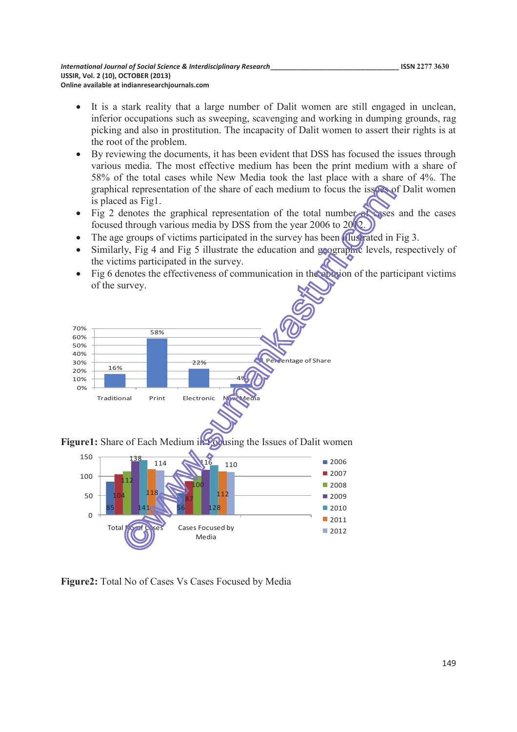- It is a stark reality that a large number of Dalit women are still engaged in unclean, inferior occupations such as sweeping, scavenging and working in dumping grounds, rag picking and also in prostitution. The incapacity of Dalit women to assert their rights is at the root of the problem.
- By reviewing the documents, it has been evident that DSS has focused the issues through various media. The most effective medium has been the print medium with a share of 58% of the total cases while New Media took the last place with a share of 4%. The graphical representation of the share of each medium to focus the issues of Dalit women is placed as Fig1.
- Fig 2 denotes the graphical representation of the total number of cases and the cases focused through various media by DSS from the year 2006 to 2012.
- The age groups of victims participated in the survey has been illustrated in Fig 3.
- Similarly, Fig 4 and Fig 5 illustrate the education and geographic levels, respectively of the victims participated in the survey.
- Fig 6 denotes the effectiveness of communication in the opinion of the participant victims of the survey.

| | Traditional | Print | Electronic | New Media |
|---|---|---|---|---|
| Percentage of Share | 16% | 58% | 22% | 4% |

**Figure1:** Share of Each Medium in Focusing the Issues of Dalit women

| | 2006 | 2007 | 2008 | 2009 | 2010 | 2011 | 2012 |
|---|---|---|---|---|---|---|---|
| Total No of Cases | 85 | 104 | 112 | 138 | 141 | 118 | 114 |
| Cases Focused by Media | 56 | 87 | 100 | 116 | 128 | 112 | 110 |

**Figure2:** Total No of Cases Vs Cases Focused by Media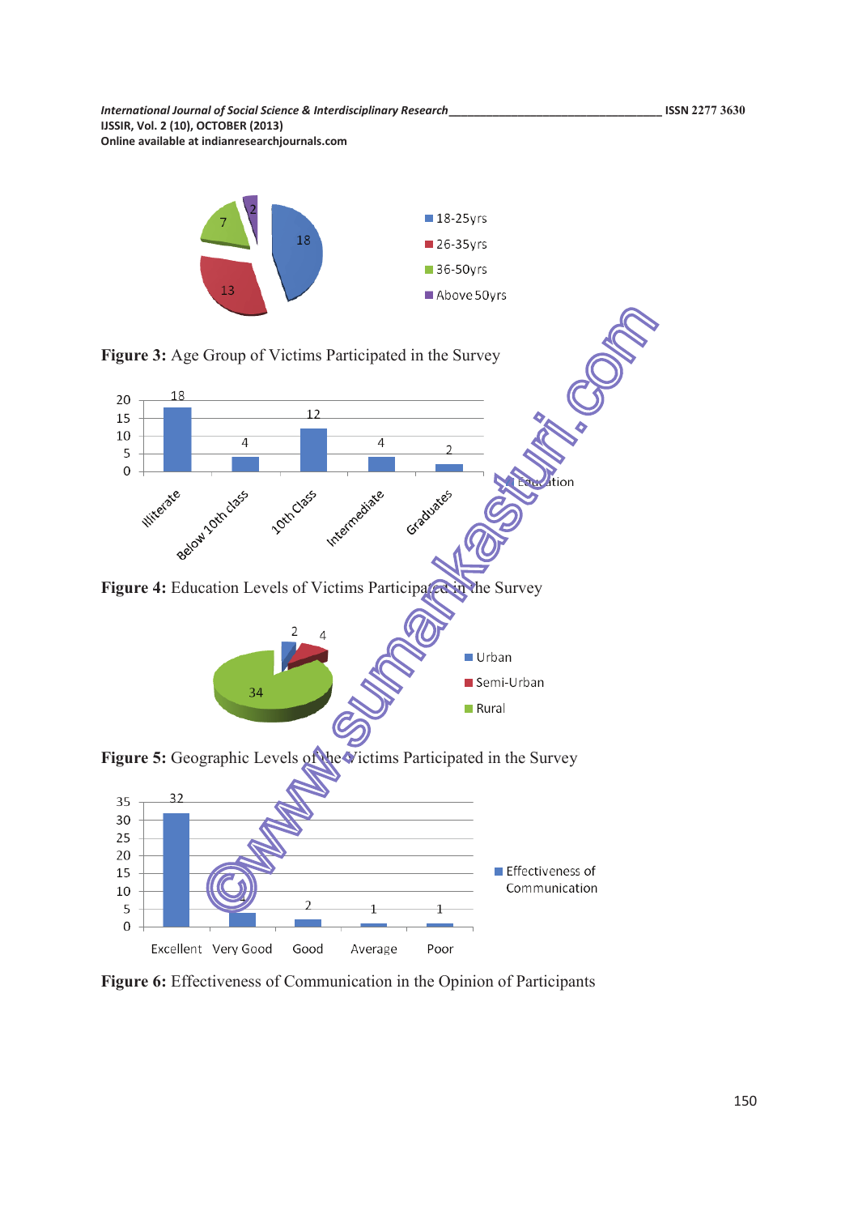**Figure 3:** Age Group of Victims Participated in the Survey

**Figure 4:** Education Levels of Victims Participated in the Survey

**Figure 5:** Geographic Levels of the Victims Participated in the Survey

**Figure 6:** Effectiveness of Communication in the Opinion of Participants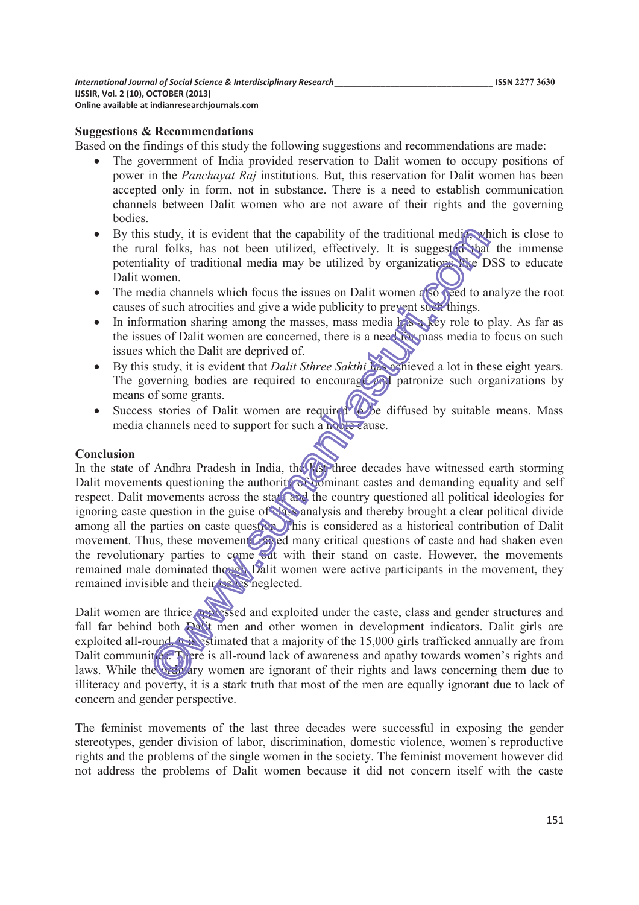## Suggestions & Recommendations

Based on the findings of this study the following suggestions and recommendations are made:

- The government of India provided reservation to Dalit women to occupy positions of power in the *Panchayat Raj* institutions. But, this reservation for Dalit women has been accepted only in form, not in substance. There is a need to establish communication channels between Dalit women who are not aware of their rights and the governing bodies.
- By this study, it is evident that the capability of the traditional media, which is close to the rural folks, has not been utilized, effectively. It is suggested that the immense potentiality of traditional media may be utilized by organizations like DSS to educate Dalit women.
- The media channels which focus the issues on Dalit women also need to analyze the root causes of such atrocities and give a wide publicity to prevent such things.
- In information sharing among the masses, mass media has a key role to play. As far as the issues of Dalit women are concerned, there is a need for mass media to focus on such issues which the Dalit are deprived of.
- By this study, it is evident that *Dalit Sthree Sakthi* has achieved a lot in these eight years. The governing bodies are required to encourage and patronize such organizations by means of some grants.
- Success stories of Dalit women are required to be diffused by suitable means. Mass media channels need to support for such a noble cause.

## Conclusion

In the state of Andhra Pradesh in India, the last three decades have witnessed earth storming Dalit movements questioning the authority of dominant castes and demanding equality and self respect. Dalit movements across the state and the country questioned all political ideologies for ignoring caste question in the guise of class analysis and thereby brought a clear political divide among all the parties on caste question. This is considered as a historical contribution of Dalit movement. Thus, these movements raised many critical questions of caste and had shaken even the revolutionary parties to come out with their stand on caste. However, the movements remained male dominated though Dalit women were active participants in the movement, they remained invisible and their issues neglected.

Dalit women are thrice oppressed and exploited under the caste, class and gender structures and fall far behind both Dalit men and other women in development indicators. Dalit girls are exploited all-round. It is estimated that a majority of the 15,000 girls trafficked annually are from Dalit communities. There is all-round lack of awareness and apathy towards women's rights and laws. While the ordinary women are ignorant of their rights and laws concerning them due to illiteracy and poverty, it is a stark truth that most of the men are equally ignorant due to lack of concern and gender perspective.

The feminist movements of the last three decades were successful in exposing the gender stereotypes, gender division of labor, discrimination, domestic violence, women's reproductive rights and the problems of the single women in the society. The feminist movement however did not address the problems of Dalit women because it did not concern itself with the caste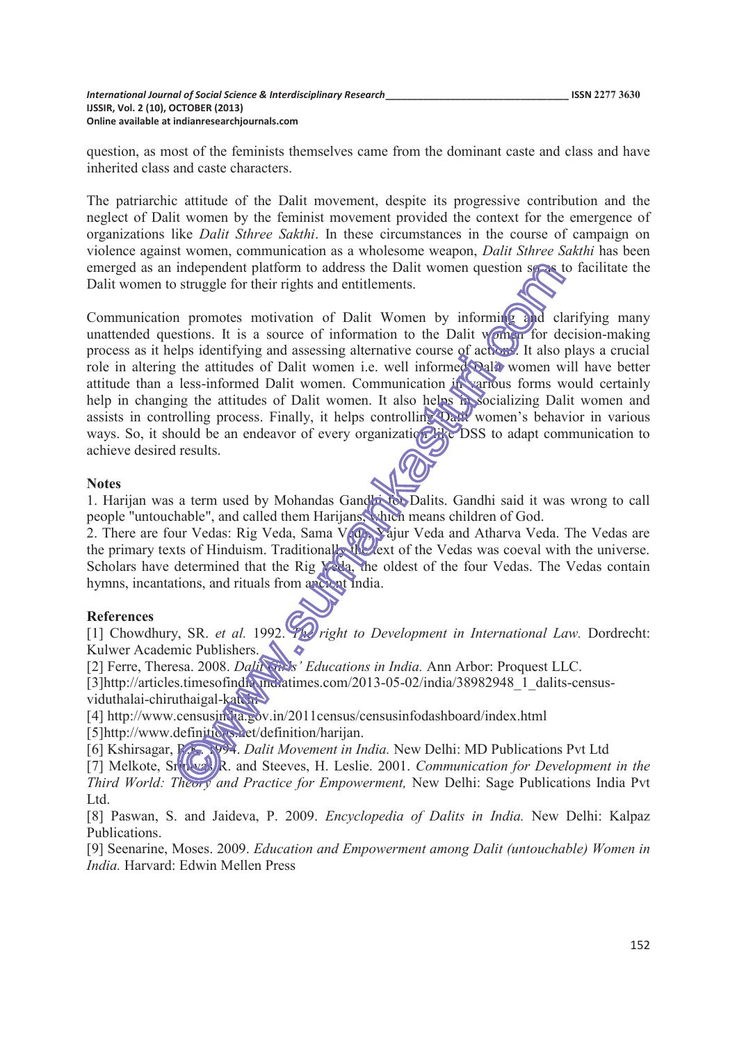question, as most of the feminists themselves came from the dominant caste and class and have inherited class and caste characters.

The patriarchic attitude of the Dalit movement, despite its progressive contribution and the neglect of Dalit women by the feminist movement provided the context for the emergence of organizations like *Dalit Sthree Sakthi*. In these circumstances in the course of campaign on violence against women, communication as a wholesome weapon, *Dalit Sthree Sakthi* has been emerged as an independent platform to address the Dalit women question so as to facilitate the Dalit women to struggle for their rights and entitlements.

Communication promotes motivation of Dalit Women by informing and clarifying many unattended questions. It is a source of information to the Dalit women for decision-making process as it helps identifying and assessing alternative course of actions. It also plays a crucial role in altering the attitudes of Dalit women i.e. well informed Dalit women will have better attitude than a less-informed Dalit women. Communication in various forms would certainly help in changing the attitudes of Dalit women. It also helps in socializing Dalit women and assists in controlling process. Finally, it helps controlling Dalit women's behavior in various ways. So, it should be an endeavor of every organization like DSS to adapt communication to achieve desired results.

**Notes**

1. Harijan was a term used by Mohandas Gandhi for Dalits. Gandhi said it was wrong to call people "untouchable", and called them Harijans, which means children of God.
2. There are four Vedas: Rig Veda, Sama Veda, Yajur Veda and Atharva Veda. The Vedas are the primary texts of Hinduism. Traditionally the text of the Vedas was coeval with the universe. Scholars have determined that the Rig Veda, the oldest of the four Vedas. The Vedas contain hymns, incantations, and rituals from ancient India.

**References**

[1] Chowdhury, SR. *et al.* 1992. *The right to Development in International Law.* Dordrecht: Kulwer Academic Publishers.

[2] Ferre, Theresa. 2008. *Dalit Girls' Educations in India.* Ann Arbor: Proquest LLC.

[3]http://articles.timesofindia.indiatimes.com/2013-05-02/india/38982948_1_dalits-census-viduthalai-chiruthaigal-katchi

[4] http://www.censusindia.gov.in/2011census/censusinfodashboard/index.html

[5]http://www.definitions.net/definition/harijan.

[6] Kshirsagar, R.K. 1994. *Dalit Movement in India.* New Delhi: MD Publications Pvt Ltd

[7] Melkote, Srinivas R. and Steeves, H. Leslie. 2001. *Communication for Development in the Third World: Theory and Practice for Empowerment,* New Delhi: Sage Publications India Pvt Ltd.

[8] Paswan, S. and Jaideva, P. 2009. *Encyclopedia of Dalits in India.* New Delhi: Kalpaz Publications.

[9] Seenarine, Moses. 2009. *Education and Empowerment among Dalit (untouchable) Women in India.* Harvard: Edwin Mellen Press